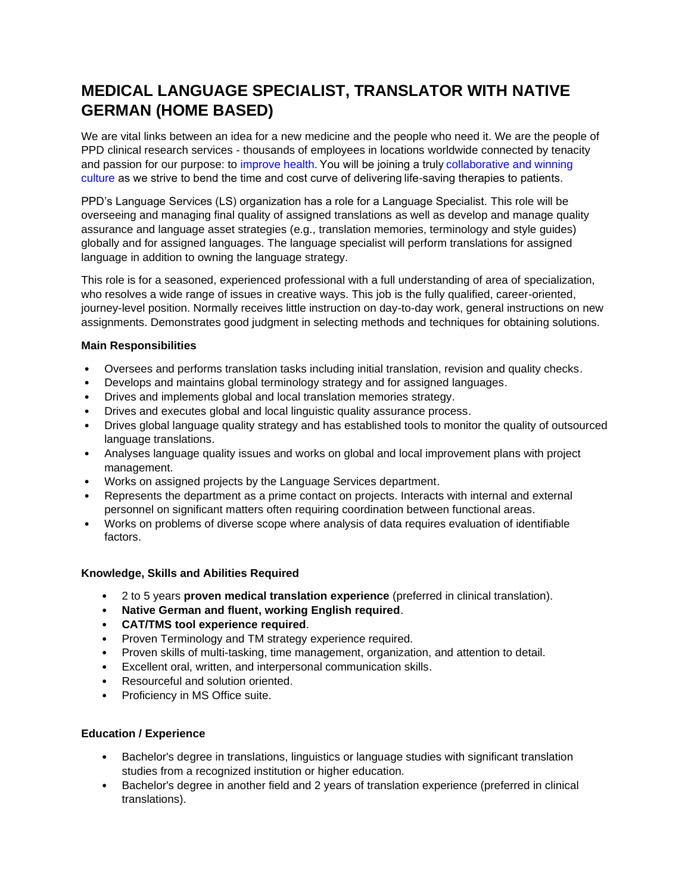# MEDICAL LANGUAGE SPECIALIST, TRANSLATOR WITH NATIVE GERMAN (HOME BASED)

We are vital links between an idea for a new medicine and the people who need it. We are the people of PPD clinical research services - thousands of employees in locations worldwide connected by tenacity and passion for our purpose: to improve health. You will be joining a truly collaborative and winning culture as we strive to bend the time and cost curve of delivering life-saving therapies to patients.

PPD's Language Services (LS) organization has a role for a Language Specialist. This role will be overseeing and managing final quality of assigned translations as well as develop and manage quality assurance and language asset strategies (e.g., translation memories, terminology and style guides) globally and for assigned languages. The language specialist will perform translations for assigned language in addition to owning the language strategy.

This role is for a seasoned, experienced professional with a full understanding of area of specialization, who resolves a wide range of issues in creative ways. This job is the fully qualified, career-oriented, journey-level position. Normally receives little instruction on day-to-day work, general instructions on new assignments. Demonstrates good judgment in selecting methods and techniques for obtaining solutions.

### Main Responsibilities

- Oversees and performs translation tasks including initial translation, revision and quality checks.
- Develops and maintains global terminology strategy and for assigned languages.
- Drives and implements global and local translation memories strategy.
- Drives and executes global and local linguistic quality assurance process.
- Drives global language quality strategy and has established tools to monitor the quality of outsourced language translations.
- Analyses language quality issues and works on global and local improvement plans with project management.
- Works on assigned projects by the Language Services department.
- Represents the department as a prime contact on projects. Interacts with internal and external personnel on significant matters often requiring coordination between functional areas.
- Works on problems of diverse scope where analysis of data requires evaluation of identifiable factors.

### Knowledge, Skills and Abilities Required

- 2 to 5 years **proven medical translation experience** (preferred in clinical translation).
- **Native German and fluent, working English required**.
- **CAT/TMS tool experience required**.
- Proven Terminology and TM strategy experience required.
- Proven skills of multi-tasking, time management, organization, and attention to detail.
- Excellent oral, written, and interpersonal communication skills.
- Resourceful and solution oriented.
- Proficiency in MS Office suite.

### Education / Experience

- Bachelor's degree in translations, linguistics or language studies with significant translation studies from a recognized institution or higher education.
- Bachelor's degree in another field and 2 years of translation experience (preferred in clinical translations).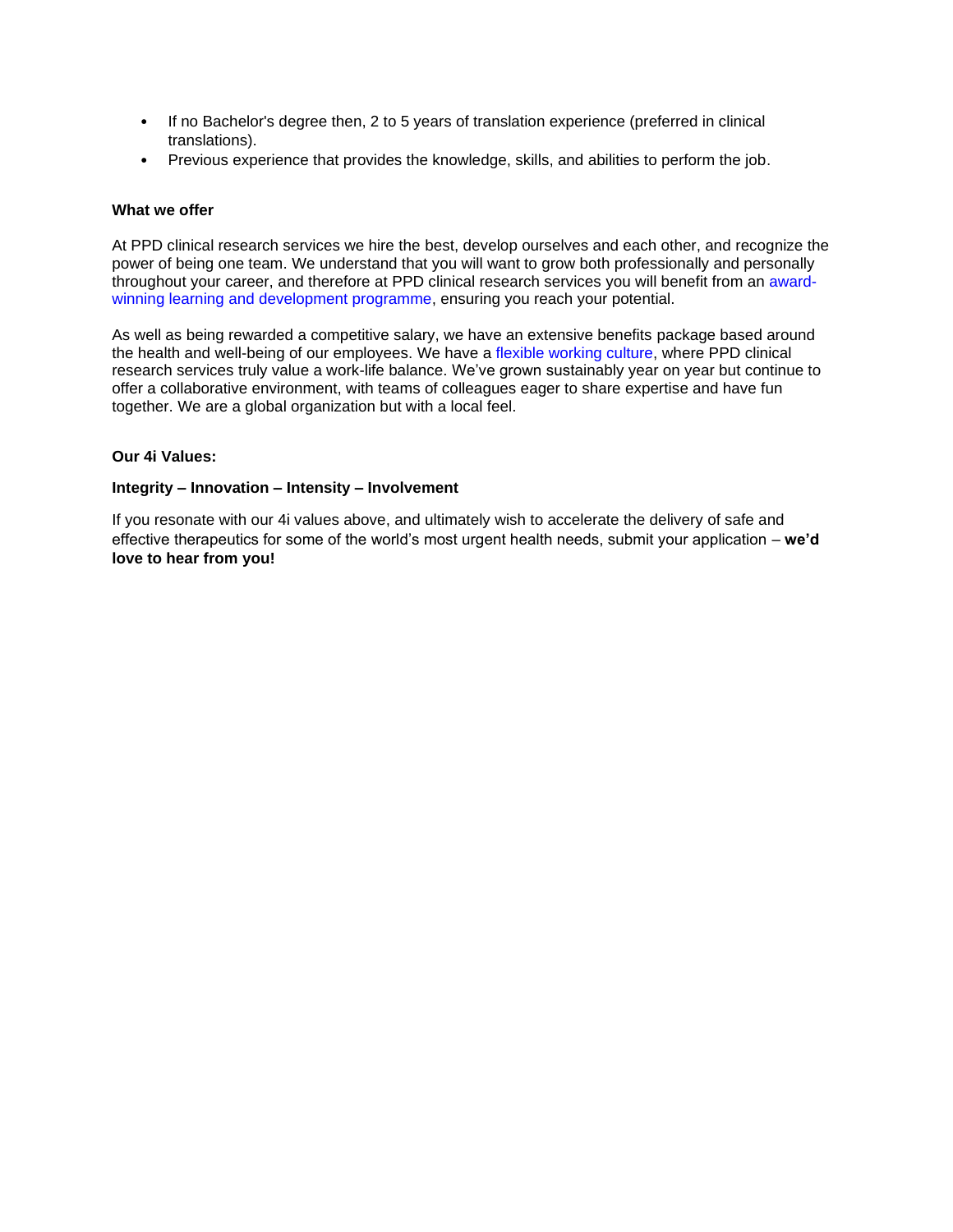- If no Bachelor's degree then, 2 to 5 years of translation experience (preferred in clinical translations).
- Previous experience that provides the knowledge, skills, and abilities to perform the job.

**What we offer**

At PPD clinical research services we hire the best, develop ourselves and each other, and recognize the power of being one team. We understand that you will want to grow both professionally and personally throughout your career, and therefore at PPD clinical research services you will benefit from an award-winning learning and development programme, ensuring you reach your potential.

As well as being rewarded a competitive salary, we have an extensive benefits package based around the health and well-being of our employees. We have a flexible working culture, where PPD clinical research services truly value a work-life balance. We've grown sustainably year on year but continue to offer a collaborative environment, with teams of colleagues eager to share expertise and have fun together. We are a global organization but with a local feel.

**Our 4i Values:**

**Integrity – Innovation – Intensity – Involvement**

If you resonate with our 4i values above, and ultimately wish to accelerate the delivery of safe and effective therapeutics for some of the world's most urgent health needs, submit your application – **we'd love to hear from you!**